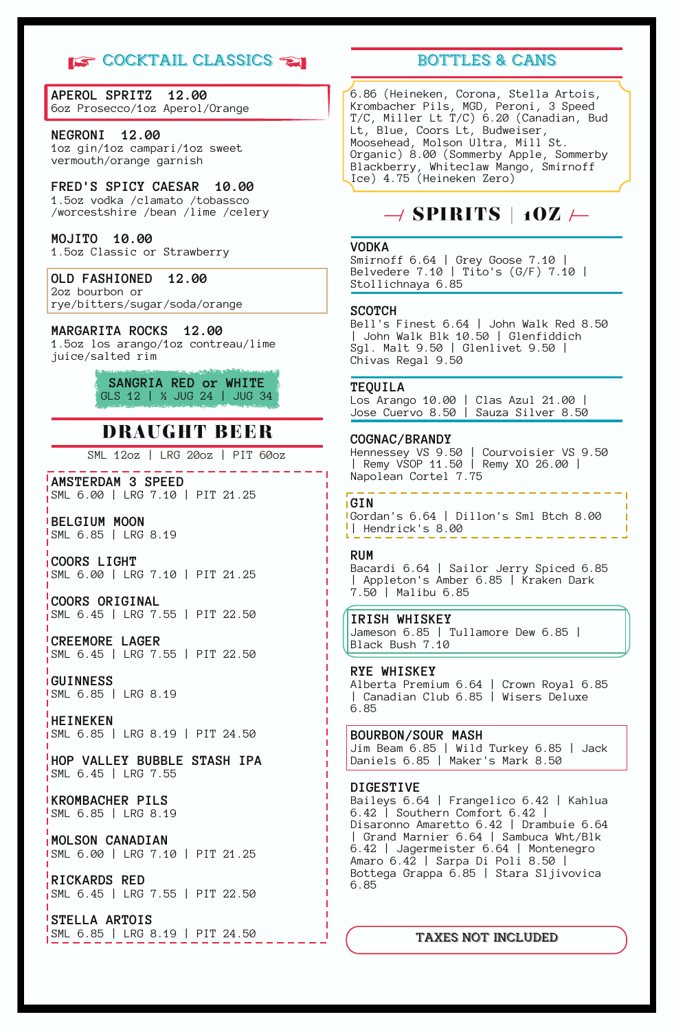## ☞ COCKTAIL CLASSICS ☜

**APEROL SPRITZ 12.00**
6oz Prosecco/1oz Aperol/Orange

**NEGRONI 12.00**
1oz gin/1oz campari/1oz sweet vermouth/orange garnish

**FRED'S SPICY CAESAR 10.00**
1.5oz vodka /clamato /tobassco /worcestshire /bean /lime /celery

**MOJITO 10.00**
1.5oz Classic or Strawberry

**OLD FASHIONED 12.00**
2oz bourbon or rye/bitters/sugar/soda/orange

**MARGARITA ROCKS 12.00**
1.5oz los arango/1oz contreau/lime juice/salted rim

**SANGRIA RED or WHITE**
GLS 12 | ½ JUG 24 | JUG 34

## DRAUGHT BEER

SML 12oz | LRG 20oz | PIT 60oz

**AMSTERDAM 3 SPEED**
SML 6.00 | LRG 7.10 | PIT 21.25

**BELGIUM MOON**
SML 6.85 | LRG 8.19

**COORS LIGHT**
SML 6.00 | LRG 7.10 | PIT 21.25

**COORS ORIGINAL**
SML 6.45 | LRG 7.55 | PIT 22.50

**CREEMORE LAGER**
SML 6.45 | LRG 7.55 | PIT 22.50

**GUINNESS**
SML 6.85 | LRG 8.19

**HEINEKEN**
SML 6.85 | LRG 8.19 | PIT 24.50

**HOP VALLEY BUBBLE STASH IPA**
SML 6.45 | LRG 7.55

**KROMBACHER PILS**
SML 6.85 | LRG 8.19

**MOLSON CANADIAN**
SML 6.00 | LRG 7.10 | PIT 21.25

**RICKARDS RED**
SML 6.45 | LRG 7.55 | PIT 22.50

**STELLA ARTOIS**
SML 6.85 | LRG 8.19 | PIT 24.50

## BOTTLES & CANS

6.86 (Heineken, Corona, Stella Artois, Krombacher Pils, MGD, Peroni, 3 Speed T/C, Miller Lt T/C) 6.20 (Canadian, Bud Lt, Blue, Coors Lt, Budweiser, Moosehead, Molson Ultra, Mill St. Organic) 8.00 (Sommerby Apple, Sommerby Blackberry, Whiteclaw Mango, Smirnoff Ice) 4.75 (Heineken Zero)

## SPIRITS | 1OZ

**VODKA**
Smirnoff 6.64 | Grey Goose 7.10 | Belvedere 7.10 | Tito's (G/F) 7.10 | Stollichnaya 6.85

**SCOTCH**
Bell's Finest 6.64 | John Walk Red 8.50 | John Walk Blk 10.50 | Glenfiddich Sgl. Malt 9.50 | Glenlivet 9.50 | Chivas Regal 9.50

**TEQUILA**
Los Arango 10.00 | Clas Azul 21.00 | Jose Cuervo 8.50 | Sauza Silver 8.50

**COGNAC/BRANDY**
Hennessey VS 9.50 | Courvoisier VS 9.50 | Remy VSOP 11.50 | Remy XO 26.00 | Napolean Cortel 7.75

**GIN**
Gordan's 6.64 | Dillon's Sml Btch 8.00 | Hendrick's 8.00

**RUM**
Bacardi 6.64 | Sailor Jerry Spiced 6.85 | Appleton's Amber 6.85 | Kraken Dark 7.50 | Malibu 6.85

**IRISH WHISKEY**
Jameson 6.85 | Tullamore Dew 6.85 | Black Bush 7.10

**RYE WHISKEY**
Alberta Premium 6.64 | Crown Royal 6.85 | Canadian Club 6.85 | Wisers Deluxe 6.85

**BOURBON/SOUR MASH**
Jim Beam 6.85 | Wild Turkey 6.85 | Jack Daniels 6.85 | Maker's Mark 8.50

**DIGESTIVE**
Baileys 6.64 | Frangelico 6.42 | Kahlua 6.42 | Southern Comfort 6.42 | Disaronno Amaretto 6.42 | Drambuie 6.64 | Grand Marnier 6.64 | Sambuca Wht/Blk 6.42 | Jagermeister 6.64 | Montenegro Amaro 6.42 | Sarpa Di Poli 8.50 | Bottega Grappa 6.85 | Stara Sljivovica 6.85

**TAXES NOT INCLUDED**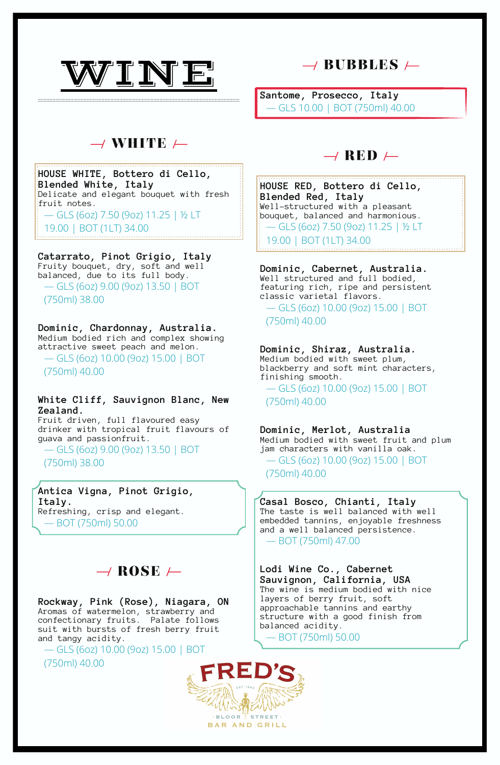# WINE

## BUBBLES

**Santome, Prosecco, Italy**
— GLS 10.00 | BOT (750ml) 40.00

## WHITE

**HOUSE WHITE, Bottero di Cello, Blended White, Italy**
Delicate and elegant bouquet with fresh fruit notes.
— GLS (6oz) 7.50 (9oz) 11.25 | ½ LT 19.00 | BOT (1LT) 34.00

**Catarrato, Pinot Grigio, Italy**
Fruity bouquet, dry, soft and well balanced, due to its full body.
— GLS (6oz) 9.00 (9oz) 13.50 | BOT (750ml) 38.00

**Dominic, Chardonnay, Australia.**
Medium bodied rich and complex showing attractive sweet peach and melon.
— GLS (6oz) 10.00 (9oz) 15.00 | BOT (750ml) 40.00

**White Cliff, Sauvignon Blanc, New Zealand.**
Fruit driven, full flavoured easy drinker with tropical fruit flavours of guava and passionfruit.
— GLS (6oz) 9.00 (9oz) 13.50 | BOT (750ml) 38.00

**Antica Vigna, Pinot Grigio, Italy.**
Refreshing, crisp and elegant.
— BOT (750ml) 50.00

## ROSE

**Rockway, Pink (Rose), Niagara, ON**
Aromas of watermelon, strawberry and confectionary fruits. Palate follows suit with bursts of fresh berry fruit and tangy acidity.
— GLS (6oz) 10.00 (9oz) 15.00 | BOT (750ml) 40.00

## RED

**HOUSE RED, Bottero di Cello, Blended Red, Italy**
Well-structured with a pleasant bouquet, balanced and harmonious.
— GLS (6oz) 7.50 (9oz) 11.25 | ½ LT 19.00 | BOT (1LT) 34.00

**Dominic, Cabernet, Australia.**
Well structured and full bodied, featuring rich, ripe and persistent classic varietal flavors.
— GLS (6oz) 10.00 (9oz) 15.00 | BOT (750ml) 40.00

**Dominic, Shiraz, Australia.**
Medium bodied with sweet plum, blackberry and soft mint characters, finishing smooth.
— GLS (6oz) 10.00 (9oz) 15.00 | BOT (750ml) 40.00

**Dominic, Merlot, Australia**
Medium bodied with sweet fruit and plum jam characters with vanilla oak.
— GLS (6oz) 10.00 (9oz) 15.00 | BOT (750ml) 40.00

**Casal Bosco, Chianti, Italy**
The taste is well balanced with well embedded tannins, enjoyable freshness and a well balanced persistence.
— BOT (750ml) 47.00

**Lodi Wine Co., Cabernet Sauvignon, California, USA**
The wine is medium bodied with nice layers of berry fruit, soft approachable tannins and earthy structure with a good finish from balanced acidity.
— BOT (750ml) 50.00

FRED'S
EST. 1990
BLOOR STREET
BAR AND GRILL